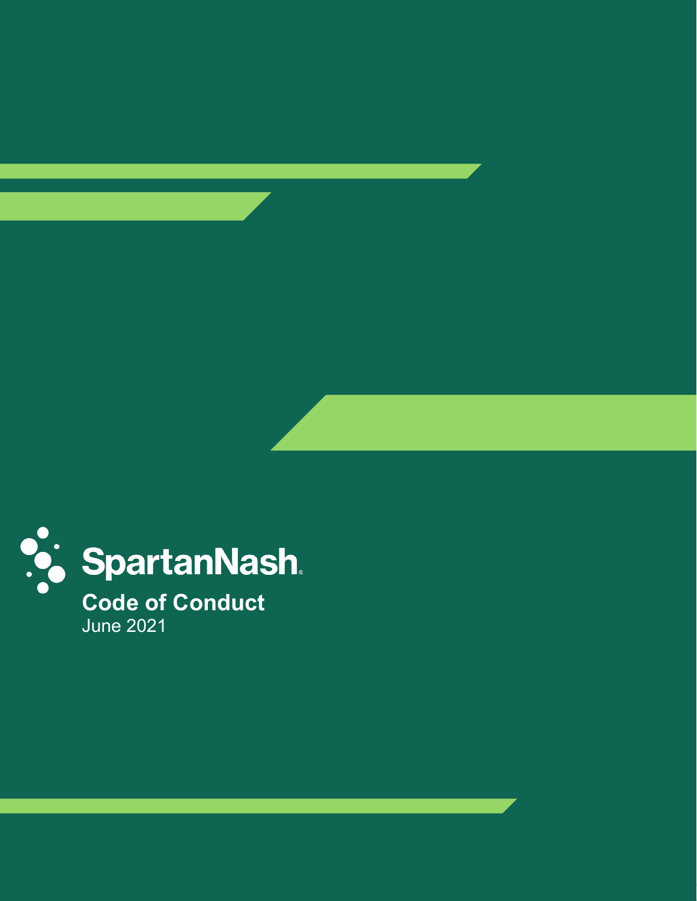SpartanNash

# Code of Conduct

June 2021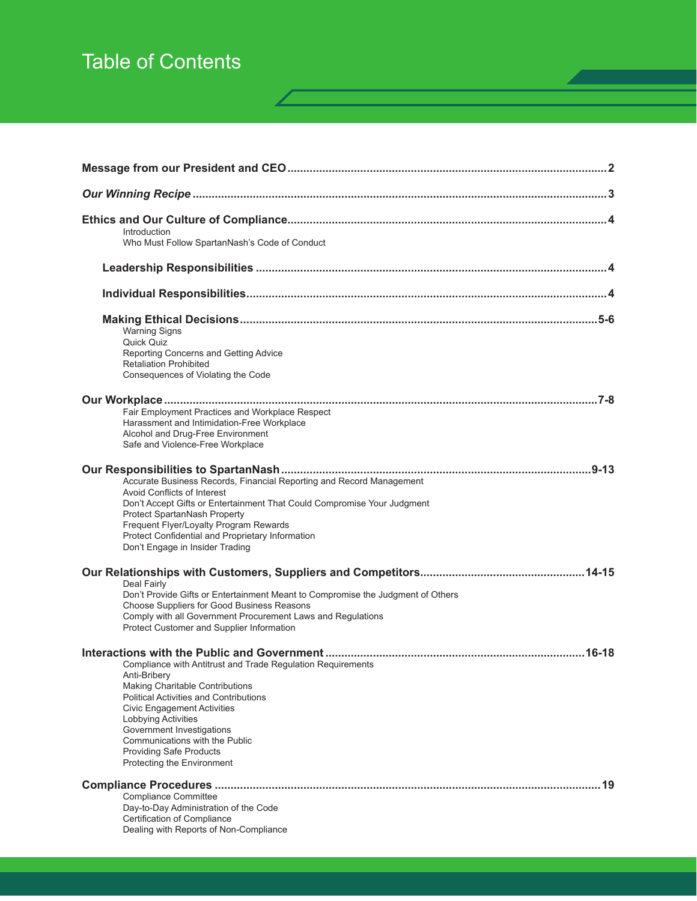# Table of Contents

**Message from our President and CEO** .................................................. 2

***Our Winning Recipe*** .................................................. 3

**Ethics and Our Culture of Compliance** .................................................. 4
- Introduction
- Who Must Follow SpartanNash's Code of Conduct

**Leadership Responsibilities** .................................................. 4

**Individual Responsibilities** .................................................. 4

**Making Ethical Decisions** .................................................. 5-6
- Warning Signs
- Quick Quiz
- Reporting Concerns and Getting Advice
- Retaliation Prohibited
- Consequences of Violating the Code

**Our Workplace** .................................................. 7-8
- Fair Employment Practices and Workplace Respect
- Harassment and Intimidation-Free Workplace
- Alcohol and Drug-Free Environment
- Safe and Violence-Free Workplace

**Our Responsibilities to SpartanNash** .................................................. 9-13
- Accurate Business Records, Financial Reporting and Record Management
- Avoid Conflicts of Interest
- Don't Accept Gifts or Entertainment That Could Compromise Your Judgment
- Protect SpartanNash Property
- Frequent Flyer/Loyalty Program Rewards
- Protect Confidential and Proprietary Information
- Don't Engage in Insider Trading

**Our Relationships with Customers, Suppliers and Competitors** .................................................. 14-15
- Deal Fairly
- Don't Provide Gifts or Entertainment Meant to Compromise the Judgment of Others
- Choose Suppliers for Good Business Reasons
- Comply with all Government Procurement Laws and Regulations
- Protect Customer and Supplier Information

**Interactions with the Public and Government** .................................................. 16-18
- Compliance with Antitrust and Trade Regulation Requirements
- Anti-Bribery
- Making Charitable Contributions
- Political Activities and Contributions
- Civic Engagement Activities
- Lobbying Activities
- Government Investigations
- Communications with the Public
- Providing Safe Products
- Protecting the Environment

**Compliance Procedures** .................................................. 19
- Compliance Committee
- Day-to-Day Administration of the Code
- Certification of Compliance
- Dealing with Reports of Non-Compliance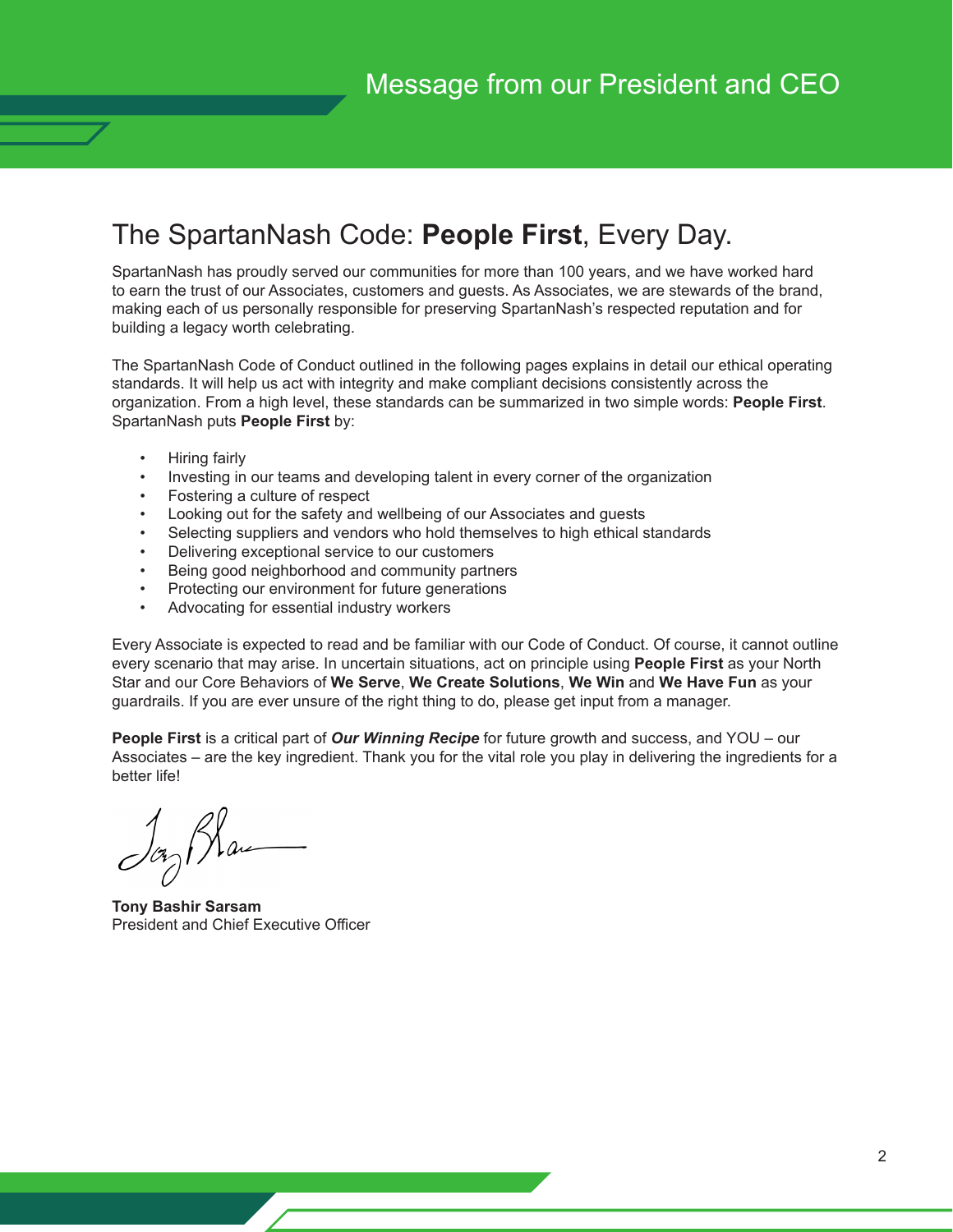# Message from our President and CEO

## The SpartanNash Code: **People First**, Every Day.

SpartanNash has proudly served our communities for more than 100 years, and we have worked hard to earn the trust of our Associates, customers and guests. As Associates, we are stewards of the brand, making each of us personally responsible for preserving SpartanNash's respected reputation and for building a legacy worth celebrating.

The SpartanNash Code of Conduct outlined in the following pages explains in detail our ethical operating standards. It will help us act with integrity and make compliant decisions consistently across the organization. From a high level, these standards can be summarized in two simple words: **People First**. SpartanNash puts **People First** by:

- Hiring fairly
- Investing in our teams and developing talent in every corner of the organization
- Fostering a culture of respect
- Looking out for the safety and wellbeing of our Associates and guests
- Selecting suppliers and vendors who hold themselves to high ethical standards
- Delivering exceptional service to our customers
- Being good neighborhood and community partners
- Protecting our environment for future generations
- Advocating for essential industry workers

Every Associate is expected to read and be familiar with our Code of Conduct. Of course, it cannot outline every scenario that may arise. In uncertain situations, act on principle using **People First** as your North Star and our Core Behaviors of **We Serve**, **We Create Solutions**, **We Win** and **We Have Fun** as your guardrails. If you are ever unsure of the right thing to do, please get input from a manager.

**People First** is a critical part of ***Our Winning Recipe*** for future growth and success, and YOU – our Associates – are the key ingredient. Thank you for the vital role you play in delivering the ingredients for a better life!

**Tony Bashir Sarsam**
President and Chief Executive Officer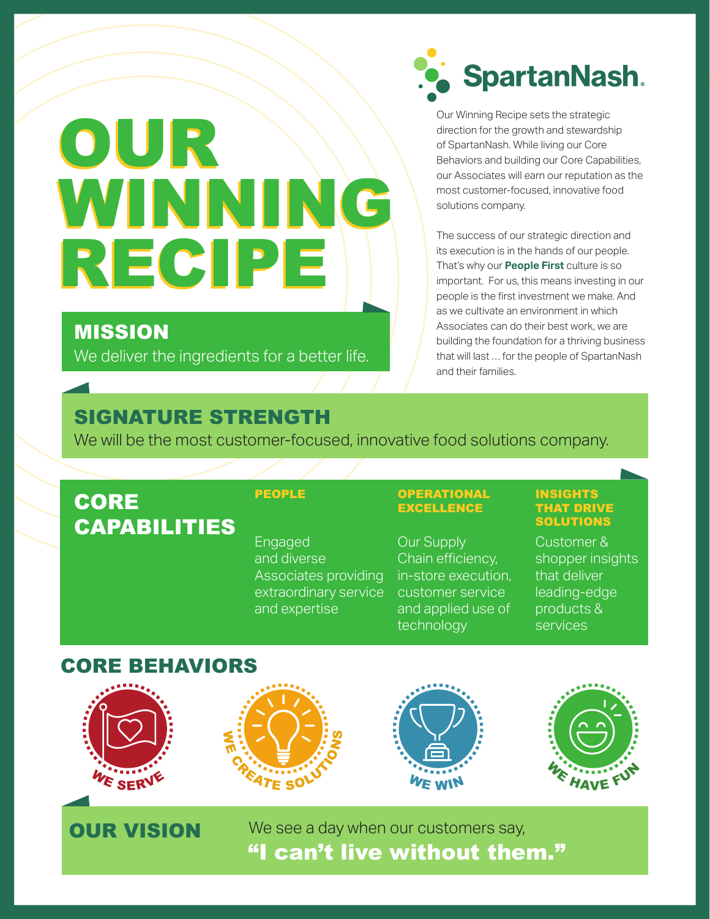# OUR WINNING RECIPE

**SpartanNash**

Our Winning Recipe sets the strategic direction for the growth and stewardship of SpartanNash. While living our Core Behaviors and building our Core Capabilities, our Associates will earn our reputation as the most customer-focused, innovative food solutions company.

The success of our strategic direction and its execution is in the hands of our people. That's why our **People First** culture is so important. For us, this means investing in our people is the first investment we make. And as we cultivate an environment in which Associates can do their best work, we are building the foundation for a thriving business that will last … for the people of SpartanNash and their families.

## MISSION

We deliver the ingredients for a better life.

## SIGNATURE STRENGTH

We will be the most customer-focused, innovative food solutions company.

## CORE CAPABILITIES

**PEOPLE**

Engaged and diverse Associates providing extraordinary service and expertise

**OPERATIONAL EXCELLENCE**

Our Supply Chain efficiency, in-store execution, customer service and applied use of technology

**INSIGHTS THAT DRIVE SOLUTIONS**

Customer & shopper insights that deliver leading-edge products & services

## CORE BEHAVIORS

- WE SERVE
- WE CREATE SOLUTIONS
- WE WIN
- WE HAVE FUN

## OUR VISION

We see a day when our customers say,
**"I can't live without them."**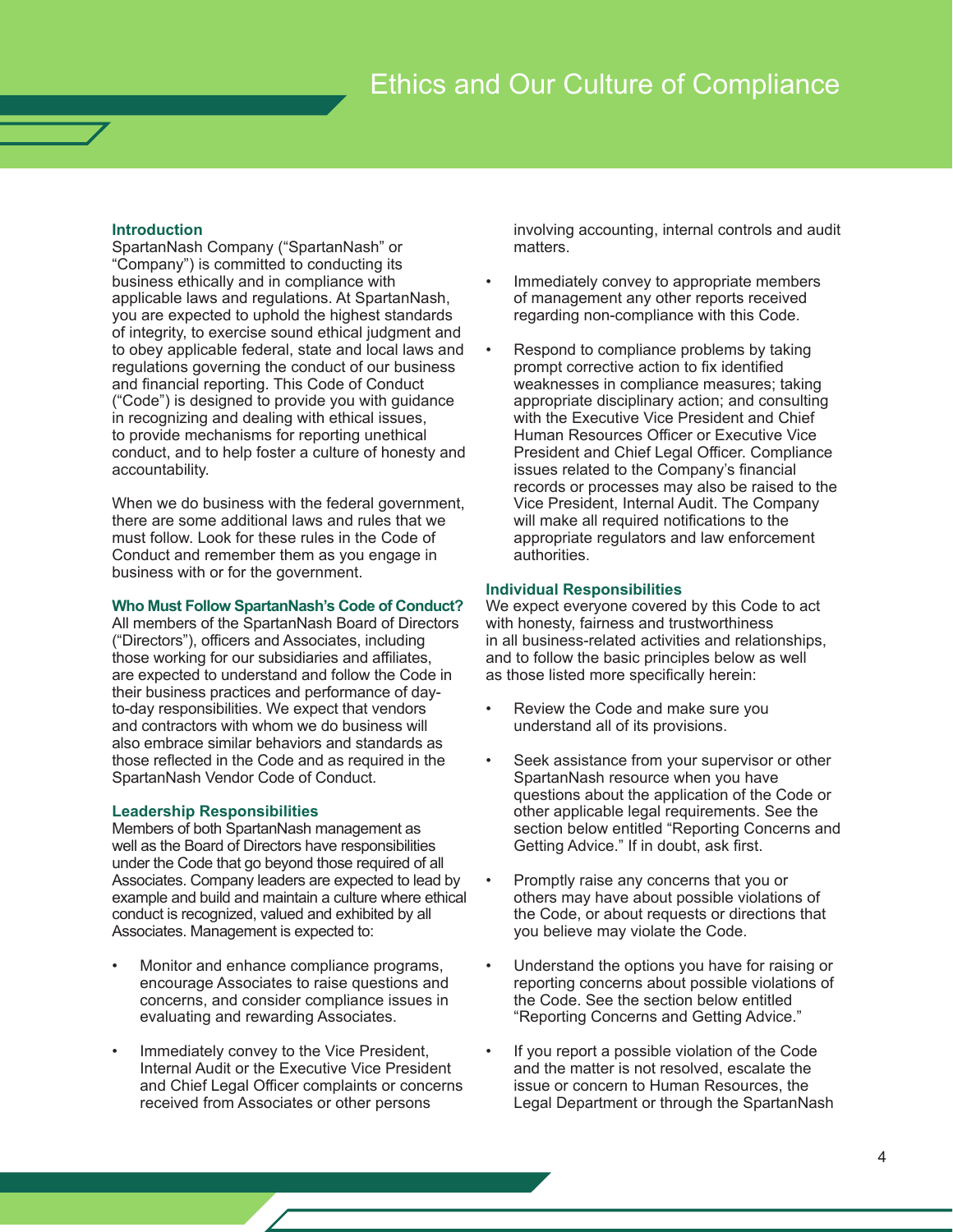# Ethics and Our Culture of Compliance

### Introduction

SpartanNash Company ("SpartanNash" or "Company") is committed to conducting its business ethically and in compliance with applicable laws and regulations. At SpartanNash, you are expected to uphold the highest standards of integrity, to exercise sound ethical judgment and to obey applicable federal, state and local laws and regulations governing the conduct of our business and financial reporting. This Code of Conduct ("Code") is designed to provide you with guidance in recognizing and dealing with ethical issues, to provide mechanisms for reporting unethical conduct, and to help foster a culture of honesty and accountability.

When we do business with the federal government, there are some additional laws and rules that we must follow. Look for these rules in the Code of Conduct and remember them as you engage in business with or for the government.

### Who Must Follow SpartanNash's Code of Conduct?

All members of the SpartanNash Board of Directors ("Directors"), officers and Associates, including those working for our subsidiaries and affiliates, are expected to understand and follow the Code in their business practices and performance of day-to-day responsibilities. We expect that vendors and contractors with whom we do business will also embrace similar behaviors and standards as those reflected in the Code and as required in the SpartanNash Vendor Code of Conduct.

### Leadership Responsibilities

Members of both SpartanNash management as well as the Board of Directors have responsibilities under the Code that go beyond those required of all Associates. Company leaders are expected to lead by example and build and maintain a culture where ethical conduct is recognized, valued and exhibited by all Associates. Management is expected to:

- Monitor and enhance compliance programs, encourage Associates to raise questions and concerns, and consider compliance issues in evaluating and rewarding Associates.
- Immediately convey to the Vice President, Internal Audit or the Executive Vice President and Chief Legal Officer complaints or concerns received from Associates or other persons involving accounting, internal controls and audit matters.
- Immediately convey to appropriate members of management any other reports received regarding non-compliance with this Code.
- Respond to compliance problems by taking prompt corrective action to fix identified weaknesses in compliance measures; taking appropriate disciplinary action; and consulting with the Executive Vice President and Chief Human Resources Officer or Executive Vice President and Chief Legal Officer. Compliance issues related to the Company's financial records or processes may also be raised to the Vice President, Internal Audit. The Company will make all required notifications to the appropriate regulators and law enforcement authorities.

### Individual Responsibilities

We expect everyone covered by this Code to act with honesty, fairness and trustworthiness in all business-related activities and relationships, and to follow the basic principles below as well as those listed more specifically herein:

- Review the Code and make sure you understand all of its provisions.
- Seek assistance from your supervisor or other SpartanNash resource when you have questions about the application of the Code or other applicable legal requirements. See the section below entitled "Reporting Concerns and Getting Advice." If in doubt, ask first.
- Promptly raise any concerns that you or others may have about possible violations of the Code, or about requests or directions that you believe may violate the Code.
- Understand the options you have for raising or reporting concerns about possible violations of the Code. See the section below entitled "Reporting Concerns and Getting Advice."
- If you report a possible violation of the Code and the matter is not resolved, escalate the issue or concern to Human Resources, the Legal Department or through the SpartanNash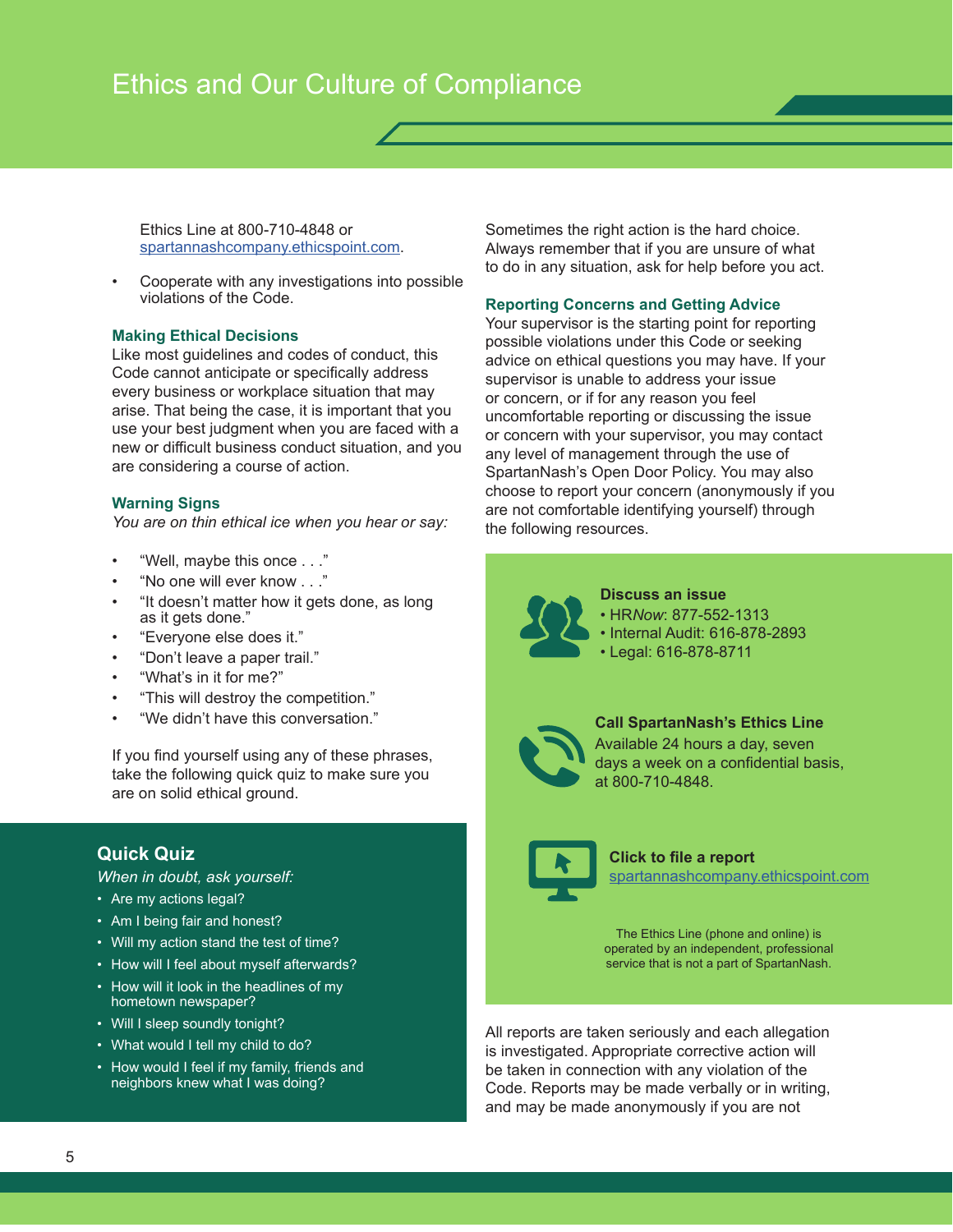# Ethics and Our Culture of Compliance

Ethics Line at 800-710-4848 or spartannashcompany.ethicspoint.com.

- Cooperate with any investigations into possible violations of the Code.

### Making Ethical Decisions

Like most guidelines and codes of conduct, this Code cannot anticipate or specifically address every business or workplace situation that may arise. That being the case, it is important that you use your best judgment when you are faced with a new or difficult business conduct situation, and you are considering a course of action.

### Warning Signs

*You are on thin ethical ice when you hear or say:*

- "Well, maybe this once . . ."
- "No one will ever know . . ."
- "It doesn't matter how it gets done, as long as it gets done."
- "Everyone else does it."
- "Don't leave a paper trail."
- "What's in it for me?"
- "This will destroy the competition."
- "We didn't have this conversation."

If you find yourself using any of these phrases, take the following quick quiz to make sure you are on solid ethical ground.

### Quick Quiz

*When in doubt, ask yourself:*

- Are my actions legal?
- Am I being fair and honest?
- Will my action stand the test of time?
- How will I feel about myself afterwards?
- How will it look in the headlines of my hometown newspaper?
- Will I sleep soundly tonight?
- What would I tell my child to do?
- How would I feel if my family, friends and neighbors knew what I was doing?

Sometimes the right action is the hard choice. Always remember that if you are unsure of what to do in any situation, ask for help before you act.

### Reporting Concerns and Getting Advice

Your supervisor is the starting point for reporting possible violations under this Code or seeking advice on ethical questions you may have. If your supervisor is unable to address your issue or concern, or if for any reason you feel uncomfortable reporting or discussing the issue or concern with your supervisor, you may contact any level of management through the use of SpartanNash's Open Door Policy. You may also choose to report your concern (anonymously if you are not comfortable identifying yourself) through the following resources.

**Discuss an issue**

- HR*Now*: 877-552-1313
- Internal Audit: 616-878-2893
- Legal: 616-878-8711

**Call SpartanNash's Ethics Line**

Available 24 hours a day, seven days a week on a confidential basis, at 800-710-4848.

**Click to file a report**

spartannashcompany.ethicspoint.com

The Ethics Line (phone and online) is operated by an independent, professional service that is not a part of SpartanNash.

All reports are taken seriously and each allegation is investigated. Appropriate corrective action will be taken in connection with any violation of the Code. Reports may be made verbally or in writing, and may be made anonymously if you are not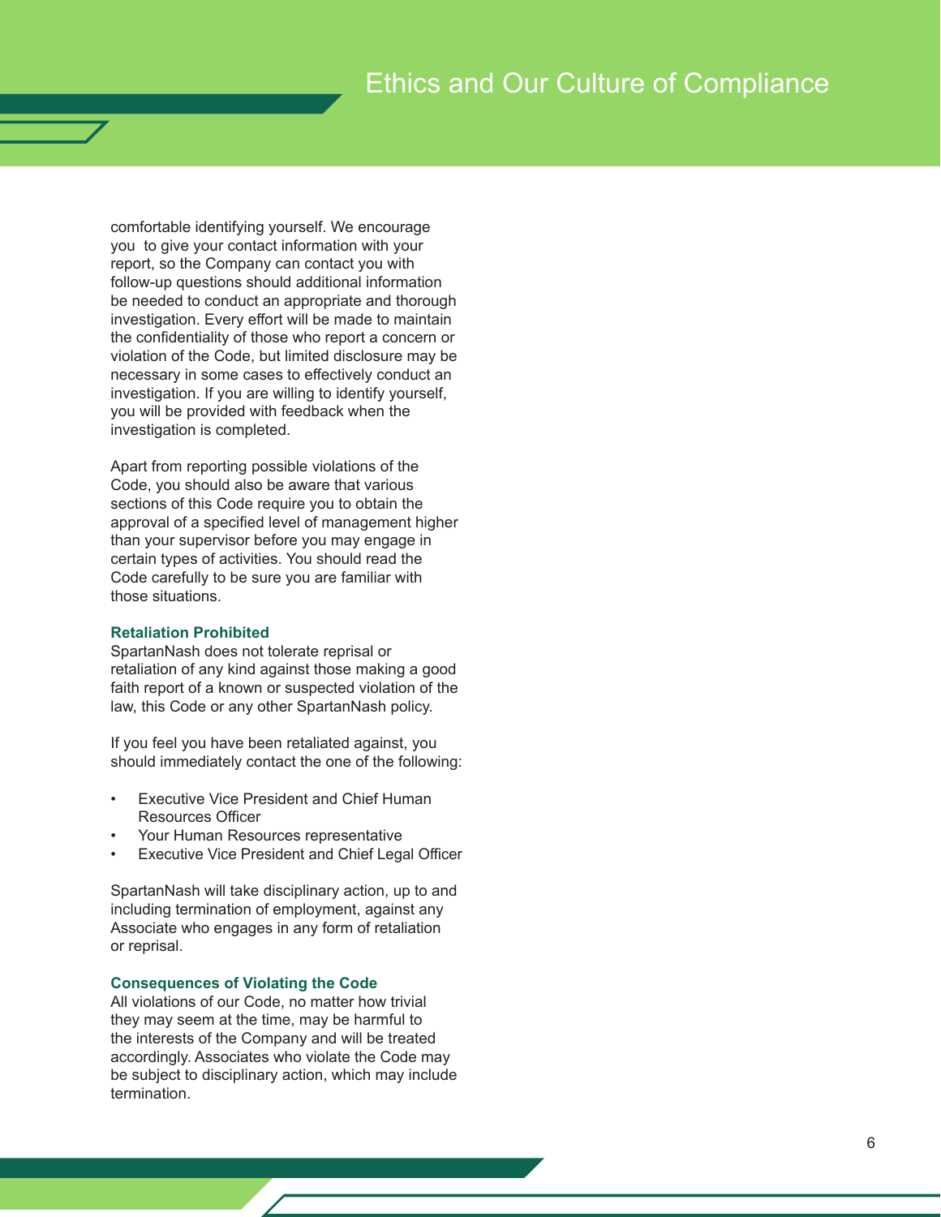comfortable identifying yourself. We encourage you to give your contact information with your report, so the Company can contact you with follow-up questions should additional information be needed to conduct an appropriate and thorough investigation. Every effort will be made to maintain the confidentiality of those who report a concern or violation of the Code, but limited disclosure may be necessary in some cases to effectively conduct an investigation. If you are willing to identify yourself, you will be provided with feedback when the investigation is completed.

Apart from reporting possible violations of the Code, you should also be aware that various sections of this Code require you to obtain the approval of a specified level of management higher than your supervisor before you may engage in certain types of activities. You should read the Code carefully to be sure you are familiar with those situations.

### Retaliation Prohibited

SpartanNash does not tolerate reprisal or retaliation of any kind against those making a good faith report of a known or suspected violation of the law, this Code or any other SpartanNash policy.

If you feel you have been retaliated against, you should immediately contact the one of the following:

- Executive Vice President and Chief Human Resources Officer
- Your Human Resources representative
- Executive Vice President and Chief Legal Officer

SpartanNash will take disciplinary action, up to and including termination of employment, against any Associate who engages in any form of retaliation or reprisal.

### Consequences of Violating the Code

All violations of our Code, no matter how trivial they may seem at the time, may be harmful to the interests of the Company and will be treated accordingly. Associates who violate the Code may be subject to disciplinary action, which may include termination.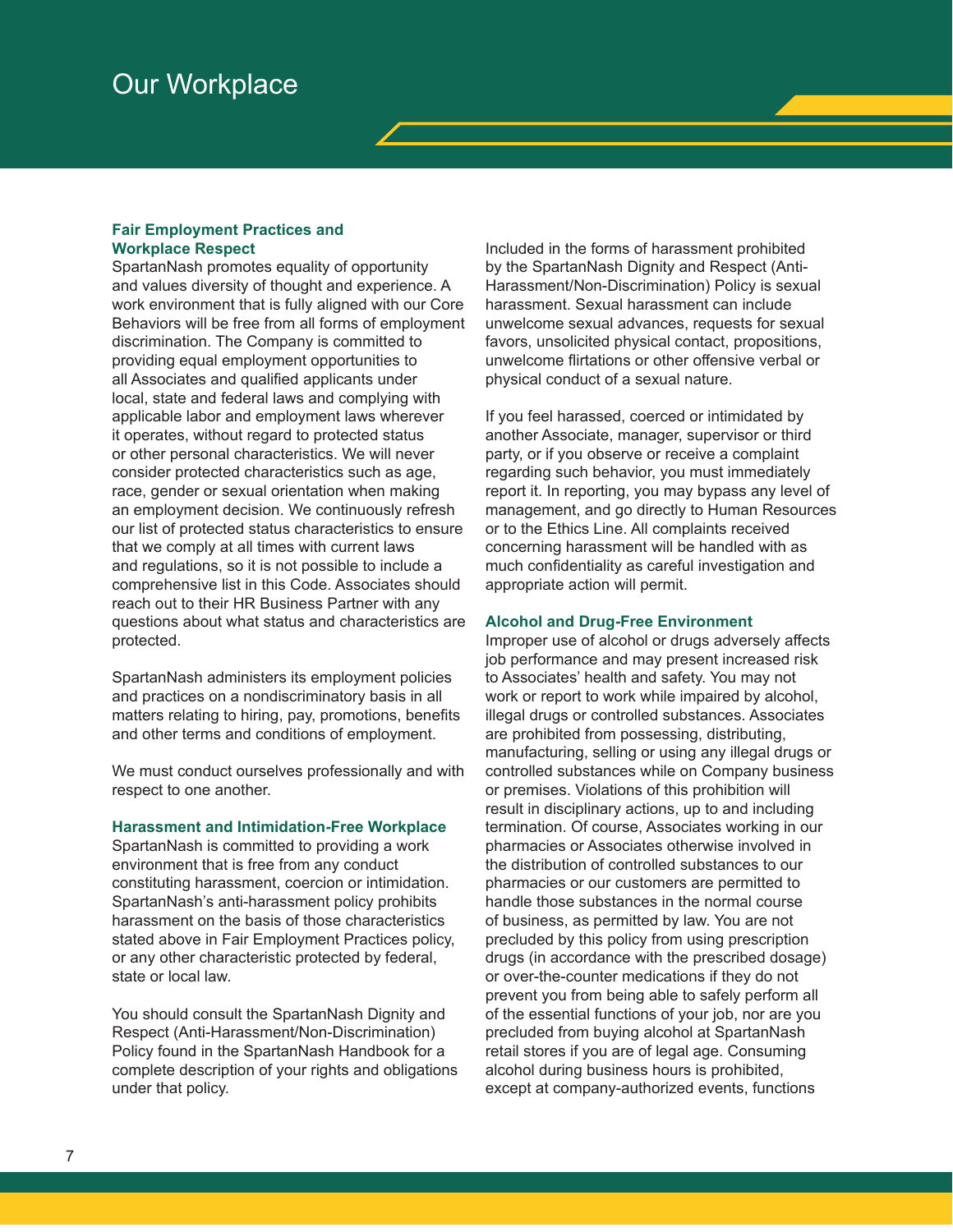# Our Workplace

### Fair Employment Practices and Workplace Respect

SpartanNash promotes equality of opportunity and values diversity of thought and experience. A work environment that is fully aligned with our Core Behaviors will be free from all forms of employment discrimination. The Company is committed to providing equal employment opportunities to all Associates and qualified applicants under local, state and federal laws and complying with applicable labor and employment laws wherever it operates, without regard to protected status or other personal characteristics. We will never consider protected characteristics such as age, race, gender or sexual orientation when making an employment decision. We continuously refresh our list of protected status characteristics to ensure that we comply at all times with current laws and regulations, so it is not possible to include a comprehensive list in this Code. Associates should reach out to their HR Business Partner with any questions about what status and characteristics are protected.

SpartanNash administers its employment policies and practices on a nondiscriminatory basis in all matters relating to hiring, pay, promotions, benefits and other terms and conditions of employment.

We must conduct ourselves professionally and with respect to one another.

### Harassment and Intimidation-Free Workplace

SpartanNash is committed to providing a work environment that is free from any conduct constituting harassment, coercion or intimidation. SpartanNash's anti-harassment policy prohibits harassment on the basis of those characteristics stated above in Fair Employment Practices policy, or any other characteristic protected by federal, state or local law.

You should consult the SpartanNash Dignity and Respect (Anti-Harassment/Non-Discrimination) Policy found in the SpartanNash Handbook for a complete description of your rights and obligations under that policy.

Included in the forms of harassment prohibited by the SpartanNash Dignity and Respect (Anti-Harassment/Non-Discrimination) Policy is sexual harassment. Sexual harassment can include unwelcome sexual advances, requests for sexual favors, unsolicited physical contact, propositions, unwelcome flirtations or other offensive verbal or physical conduct of a sexual nature.

If you feel harassed, coerced or intimidated by another Associate, manager, supervisor or third party, or if you observe or receive a complaint regarding such behavior, you must immediately report it. In reporting, you may bypass any level of management, and go directly to Human Resources or to the Ethics Line. All complaints received concerning harassment will be handled with as much confidentiality as careful investigation and appropriate action will permit.

### Alcohol and Drug-Free Environment

Improper use of alcohol or drugs adversely affects job performance and may present increased risk to Associates' health and safety. You may not work or report to work while impaired by alcohol, illegal drugs or controlled substances. Associates are prohibited from possessing, distributing, manufacturing, selling or using any illegal drugs or controlled substances while on Company business or premises. Violations of this prohibition will result in disciplinary actions, up to and including termination. Of course, Associates working in our pharmacies or Associates otherwise involved in the distribution of controlled substances to our pharmacies or our customers are permitted to handle those substances in the normal course of business, as permitted by law. You are not precluded by this policy from using prescription drugs (in accordance with the prescribed dosage) or over-the-counter medications if they do not prevent you from being able to safely perform all of the essential functions of your job, nor are you precluded from buying alcohol at SpartanNash retail stores if you are of legal age. Consuming alcohol during business hours is prohibited, except at company-authorized events, functions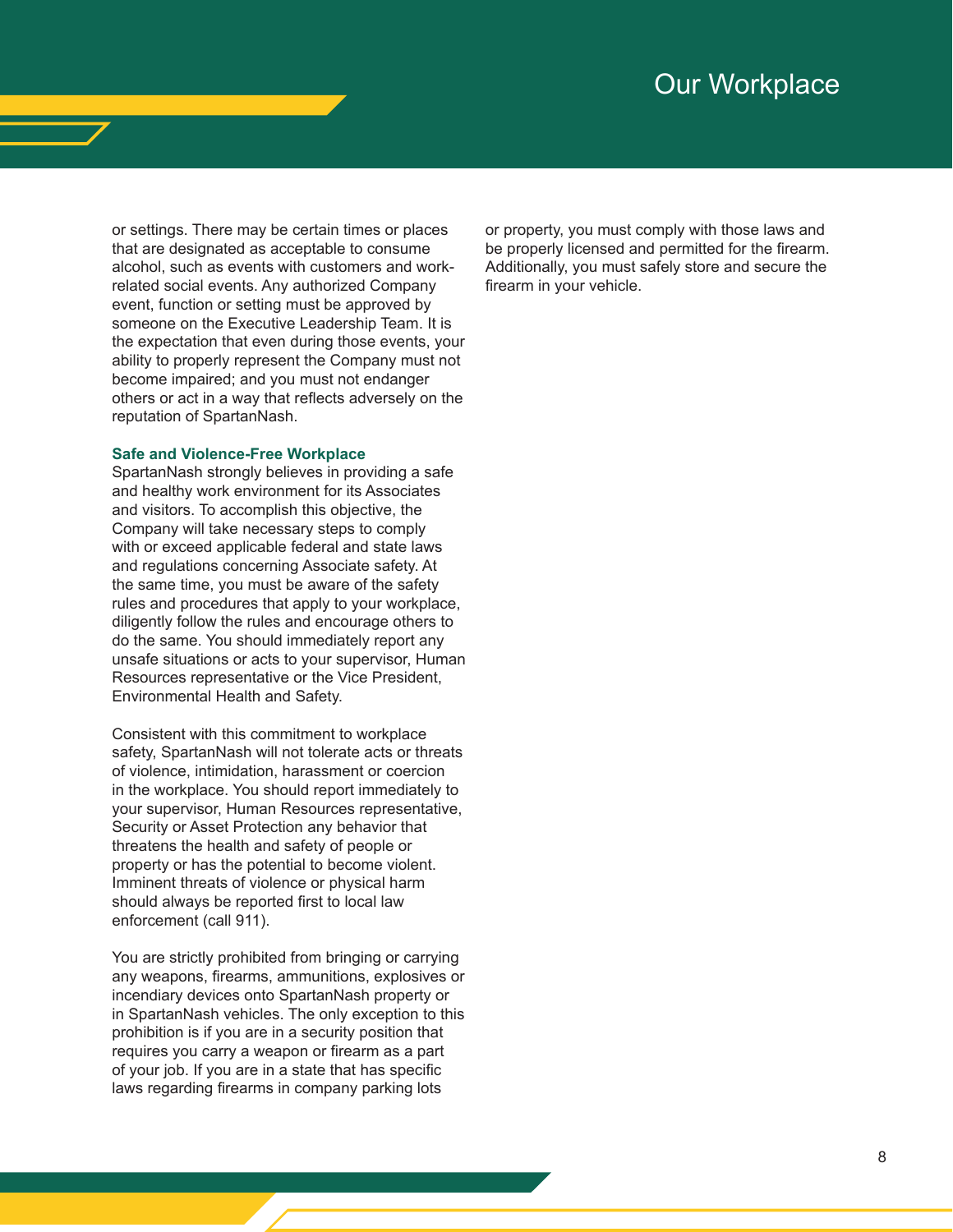or settings. There may be certain times or places that are designated as acceptable to consume alcohol, such as events with customers and work-related social events. Any authorized Company event, function or setting must be approved by someone on the Executive Leadership Team. It is the expectation that even during those events, your ability to properly represent the Company must not become impaired; and you must not endanger others or act in a way that reflects adversely on the reputation of SpartanNash.

### Safe and Violence-Free Workplace

SpartanNash strongly believes in providing a safe and healthy work environment for its Associates and visitors. To accomplish this objective, the Company will take necessary steps to comply with or exceed applicable federal and state laws and regulations concerning Associate safety. At the same time, you must be aware of the safety rules and procedures that apply to your workplace, diligently follow the rules and encourage others to do the same. You should immediately report any unsafe situations or acts to your supervisor, Human Resources representative or the Vice President, Environmental Health and Safety.

Consistent with this commitment to workplace safety, SpartanNash will not tolerate acts or threats of violence, intimidation, harassment or coercion in the workplace. You should report immediately to your supervisor, Human Resources representative, Security or Asset Protection any behavior that threatens the health and safety of people or property or has the potential to become violent. Imminent threats of violence or physical harm should always be reported first to local law enforcement (call 911).

You are strictly prohibited from bringing or carrying any weapons, firearms, ammunitions, explosives or incendiary devices onto SpartanNash property or in SpartanNash vehicles. The only exception to this prohibition is if you are in a security position that requires you carry a weapon or firearm as a part of your job. If you are in a state that has specific laws regarding firearms in company parking lots or property, you must comply with those laws and be properly licensed and permitted for the firearm. Additionally, you must safely store and secure the firearm in your vehicle.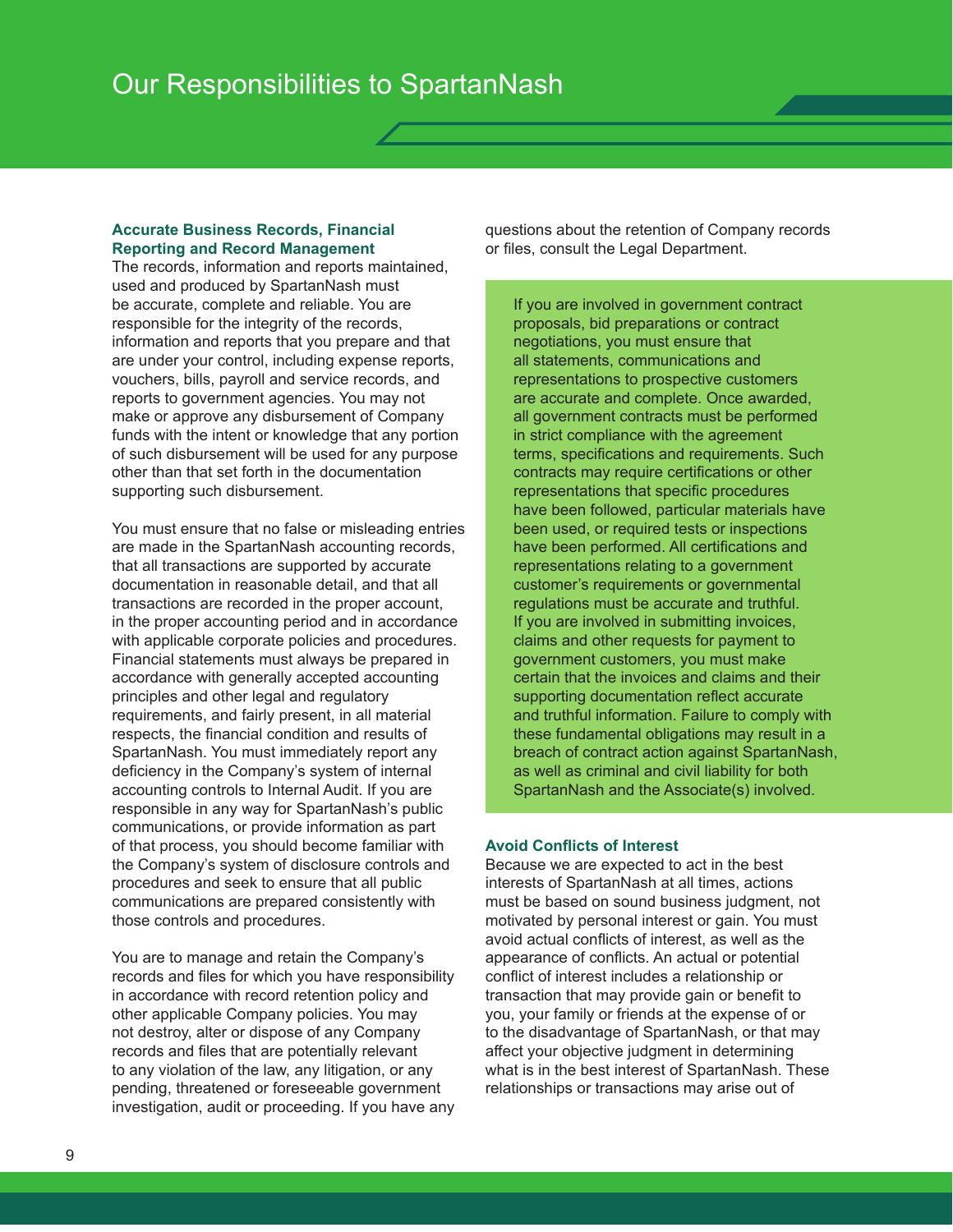# Our Responsibilities to SpartanNash

### Accurate Business Records, Financial Reporting and Record Management

The records, information and reports maintained, used and produced by SpartanNash must be accurate, complete and reliable. You are responsible for the integrity of the records, information and reports that you prepare and that are under your control, including expense reports, vouchers, bills, payroll and service records, and reports to government agencies. You may not make or approve any disbursement of Company funds with the intent or knowledge that any portion of such disbursement will be used for any purpose other than that set forth in the documentation supporting such disbursement.

You must ensure that no false or misleading entries are made in the SpartanNash accounting records, that all transactions are supported by accurate documentation in reasonable detail, and that all transactions are recorded in the proper account, in the proper accounting period and in accordance with applicable corporate policies and procedures. Financial statements must always be prepared in accordance with generally accepted accounting principles and other legal and regulatory requirements, and fairly present, in all material respects, the financial condition and results of SpartanNash. You must immediately report any deficiency in the Company's system of internal accounting controls to Internal Audit. If you are responsible in any way for SpartanNash's public communications, or provide information as part of that process, you should become familiar with the Company's system of disclosure controls and procedures and seek to ensure that all public communications are prepared consistently with those controls and procedures.

You are to manage and retain the Company's records and files for which you have responsibility in accordance with record retention policy and other applicable Company policies. You may not destroy, alter or dispose of any Company records and files that are potentially relevant to any violation of the law, any litigation, or any pending, threatened or foreseeable government investigation, audit or proceeding. If you have any questions about the retention of Company records or files, consult the Legal Department.

If you are involved in government contract proposals, bid preparations or contract negotiations, you must ensure that all statements, communications and representations to prospective customers are accurate and complete. Once awarded, all government contracts must be performed in strict compliance with the agreement terms, specifications and requirements. Such contracts may require certifications or other representations that specific procedures have been followed, particular materials have been used, or required tests or inspections have been performed. All certifications and representations relating to a government customer's requirements or governmental regulations must be accurate and truthful. If you are involved in submitting invoices, claims and other requests for payment to government customers, you must make certain that the invoices and claims and their supporting documentation reflect accurate and truthful information. Failure to comply with these fundamental obligations may result in a breach of contract action against SpartanNash, as well as criminal and civil liability for both SpartanNash and the Associate(s) involved.

### Avoid Conflicts of Interest

Because we are expected to act in the best interests of SpartanNash at all times, actions must be based on sound business judgment, not motivated by personal interest or gain. You must avoid actual conflicts of interest, as well as the appearance of conflicts. An actual or potential conflict of interest includes a relationship or transaction that may provide gain or benefit to you, your family or friends at the expense of or to the disadvantage of SpartanNash, or that may affect your objective judgment in determining what is in the best interest of SpartanNash. These relationships or transactions may arise out of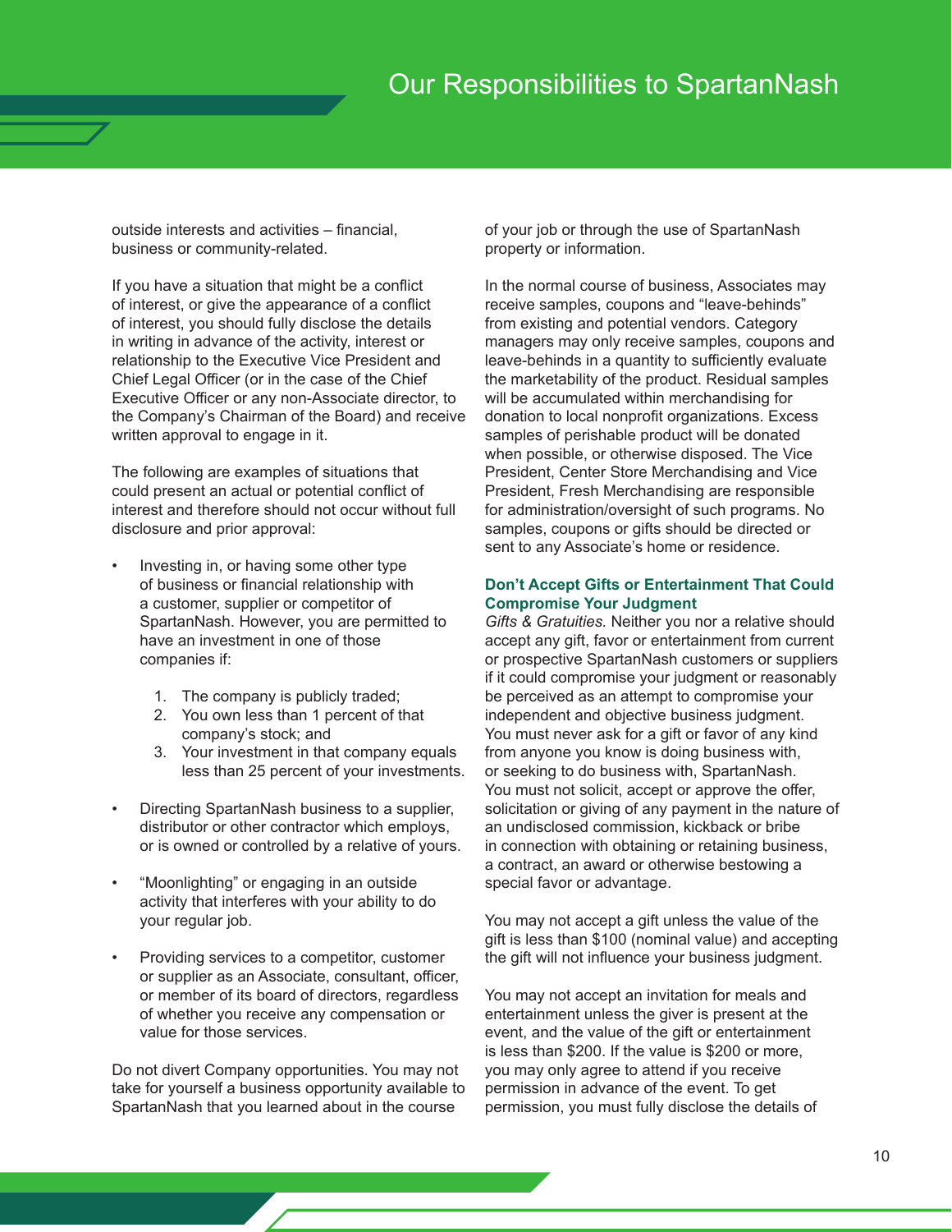outside interests and activities – financial, business or community-related.

If you have a situation that might be a conflict of interest, or give the appearance of a conflict of interest, you should fully disclose the details in writing in advance of the activity, interest or relationship to the Executive Vice President and Chief Legal Officer (or in the case of the Chief Executive Officer or any non-Associate director, to the Company's Chairman of the Board) and receive written approval to engage in it.

The following are examples of situations that could present an actual or potential conflict of interest and therefore should not occur without full disclosure and prior approval:

- Investing in, or having some other type of business or financial relationship with a customer, supplier or competitor of SpartanNash. However, you are permitted to have an investment in one of those companies if:

  1. The company is publicly traded;
  2. You own less than 1 percent of that company's stock; and
  3. Your investment in that company equals less than 25 percent of your investments.

- Directing SpartanNash business to a supplier, distributor or other contractor which employs, or is owned or controlled by a relative of yours.

- "Moonlighting" or engaging in an outside activity that interferes with your ability to do your regular job.

- Providing services to a competitor, customer or supplier as an Associate, consultant, officer, or member of its board of directors, regardless of whether you receive any compensation or value for those services.

Do not divert Company opportunities. You may not take for yourself a business opportunity available to SpartanNash that you learned about in the course of your job or through the use of SpartanNash property or information.

In the normal course of business, Associates may receive samples, coupons and "leave-behinds" from existing and potential vendors. Category managers may only receive samples, coupons and leave-behinds in a quantity to sufficiently evaluate the marketability of the product. Residual samples will be accumulated within merchandising for donation to local nonprofit organizations. Excess samples of perishable product will be donated when possible, or otherwise disposed. The Vice President, Center Store Merchandising and Vice President, Fresh Merchandising are responsible for administration/oversight of such programs. No samples, coupons or gifts should be directed or sent to any Associate's home or residence.

### Don't Accept Gifts or Entertainment That Could Compromise Your Judgment

*Gifts & Gratuities.* Neither you nor a relative should accept any gift, favor or entertainment from current or prospective SpartanNash customers or suppliers if it could compromise your judgment or reasonably be perceived as an attempt to compromise your independent and objective business judgment. You must never ask for a gift or favor of any kind from anyone you know is doing business with, or seeking to do business with, SpartanNash. You must not solicit, accept or approve the offer, solicitation or giving of any payment in the nature of an undisclosed commission, kickback or bribe in connection with obtaining or retaining business, a contract, an award or otherwise bestowing a special favor or advantage.

You may not accept a gift unless the value of the gift is less than $100 (nominal value) and accepting the gift will not influence your business judgment.

You may not accept an invitation for meals and entertainment unless the giver is present at the event, and the value of the gift or entertainment is less than $200. If the value is $200 or more, you may only agree to attend if you receive permission in advance of the event. To get permission, you must fully disclose the details of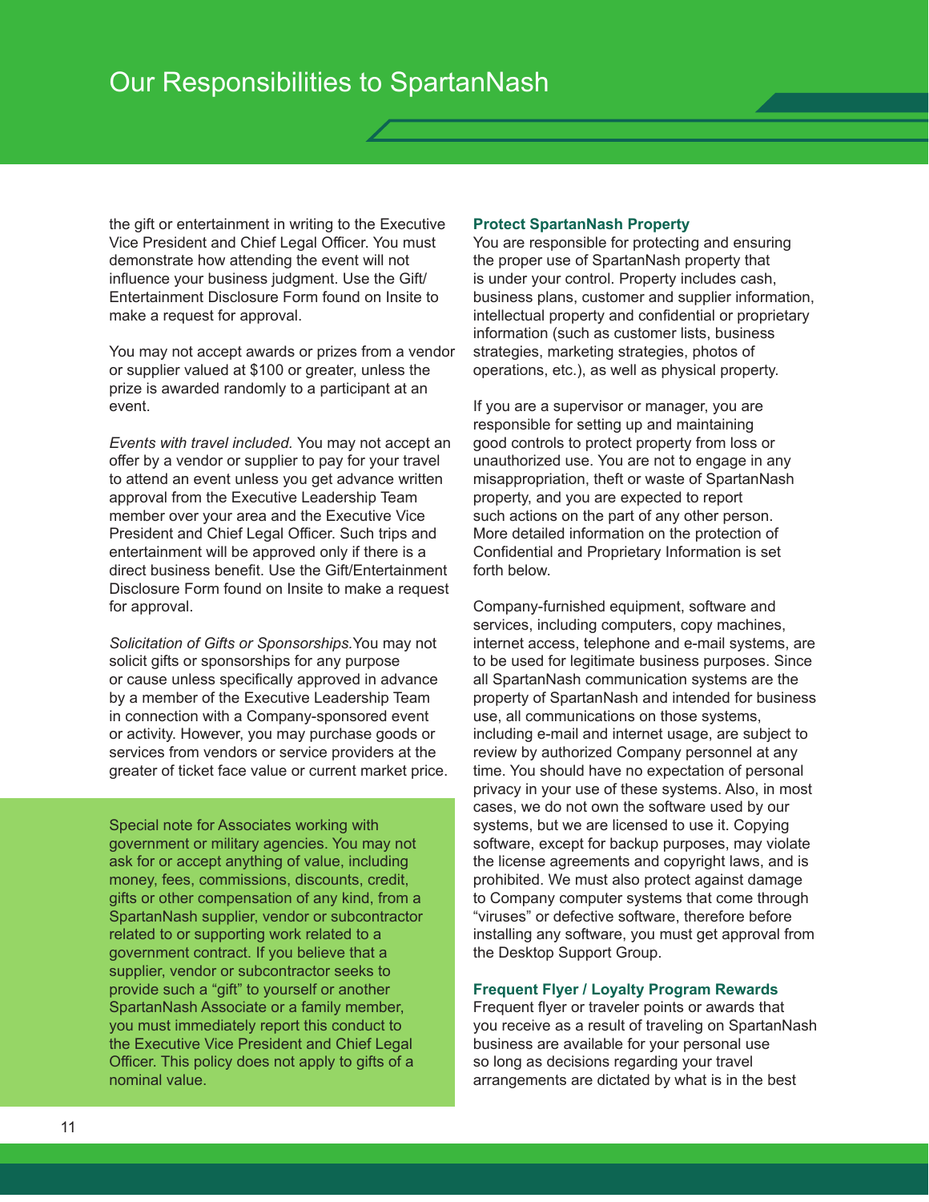# Our Responsibilities to SpartanNash

the gift or entertainment in writing to the Executive Vice President and Chief Legal Officer. You must demonstrate how attending the event will not influence your business judgment. Use the Gift/Entertainment Disclosure Form found on Insite to make a request for approval.

You may not accept awards or prizes from a vendor or supplier valued at $100 or greater, unless the prize is awarded randomly to a participant at an event.

*Events with travel included.* You may not accept an offer by a vendor or supplier to pay for your travel to attend an event unless you get advance written approval from the Executive Leadership Team member over your area and the Executive Vice President and Chief Legal Officer. Such trips and entertainment will be approved only if there is a direct business benefit. Use the Gift/Entertainment Disclosure Form found on Insite to make a request for approval.

*Solicitation of Gifts or Sponsorships.*You may not solicit gifts or sponsorships for any purpose or cause unless specifically approved in advance by a member of the Executive Leadership Team in connection with a Company-sponsored event or activity. However, you may purchase goods or services from vendors or service providers at the greater of ticket face value or current market price.

Special note for Associates working with government or military agencies. You may not ask for or accept anything of value, including money, fees, commissions, discounts, credit, gifts or other compensation of any kind, from a SpartanNash supplier, vendor or subcontractor related to or supporting work related to a government contract. If you believe that a supplier, vendor or subcontractor seeks to provide such a "gift" to yourself or another SpartanNash Associate or a family member, you must immediately report this conduct to the Executive Vice President and Chief Legal Officer. This policy does not apply to gifts of a nominal value.

### Protect SpartanNash Property

You are responsible for protecting and ensuring the proper use of SpartanNash property that is under your control. Property includes cash, business plans, customer and supplier information, intellectual property and confidential or proprietary information (such as customer lists, business strategies, marketing strategies, photos of operations, etc.), as well as physical property.

If you are a supervisor or manager, you are responsible for setting up and maintaining good controls to protect property from loss or unauthorized use. You are not to engage in any misappropriation, theft or waste of SpartanNash property, and you are expected to report such actions on the part of any other person. More detailed information on the protection of Confidential and Proprietary Information is set forth below.

Company-furnished equipment, software and services, including computers, copy machines, internet access, telephone and e-mail systems, are to be used for legitimate business purposes. Since all SpartanNash communication systems are the property of SpartanNash and intended for business use, all communications on those systems, including e-mail and internet usage, are subject to review by authorized Company personnel at any time. You should have no expectation of personal privacy in your use of these systems. Also, in most cases, we do not own the software used by our systems, but we are licensed to use it. Copying software, except for backup purposes, may violate the license agreements and copyright laws, and is prohibited. We must also protect against damage to Company computer systems that come through "viruses" or defective software, therefore before installing any software, you must get approval from the Desktop Support Group.

### Frequent Flyer / Loyalty Program Rewards

Frequent flyer or traveler points or awards that you receive as a result of traveling on SpartanNash business are available for your personal use so long as decisions regarding your travel arrangements are dictated by what is in the best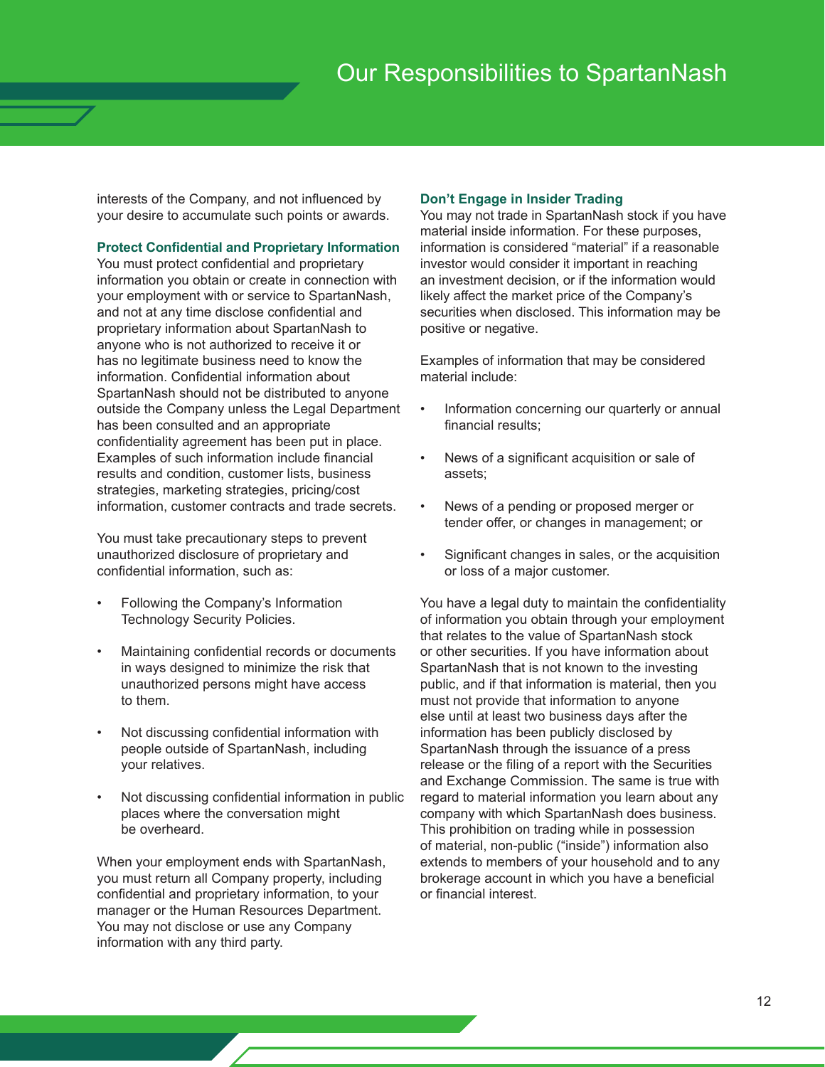interests of the Company, and not influenced by your desire to accumulate such points or awards.

### Protect Confidential and Proprietary Information

You must protect confidential and proprietary information you obtain or create in connection with your employment with or service to SpartanNash, and not at any time disclose confidential and proprietary information about SpartanNash to anyone who is not authorized to receive it or has no legitimate business need to know the information. Confidential information about SpartanNash should not be distributed to anyone outside the Company unless the Legal Department has been consulted and an appropriate confidentiality agreement has been put in place. Examples of such information include financial results and condition, customer lists, business strategies, marketing strategies, pricing/cost information, customer contracts and trade secrets.

You must take precautionary steps to prevent unauthorized disclosure of proprietary and confidential information, such as:

- Following the Company's Information Technology Security Policies.
- Maintaining confidential records or documents in ways designed to minimize the risk that unauthorized persons might have access to them.
- Not discussing confidential information with people outside of SpartanNash, including your relatives.
- Not discussing confidential information in public places where the conversation might be overheard.

When your employment ends with SpartanNash, you must return all Company property, including confidential and proprietary information, to your manager or the Human Resources Department. You may not disclose or use any Company information with any third party.

### Don't Engage in Insider Trading

You may not trade in SpartanNash stock if you have material inside information. For these purposes, information is considered "material" if a reasonable investor would consider it important in reaching an investment decision, or if the information would likely affect the market price of the Company's securities when disclosed. This information may be positive or negative.

Examples of information that may be considered material include:

- Information concerning our quarterly or annual financial results;
- News of a significant acquisition or sale of assets;
- News of a pending or proposed merger or tender offer, or changes in management; or
- Significant changes in sales, or the acquisition or loss of a major customer.

You have a legal duty to maintain the confidentiality of information you obtain through your employment that relates to the value of SpartanNash stock or other securities. If you have information about SpartanNash that is not known to the investing public, and if that information is material, then you must not provide that information to anyone else until at least two business days after the information has been publicly disclosed by SpartanNash through the issuance of a press release or the filing of a report with the Securities and Exchange Commission. The same is true with regard to material information you learn about any company with which SpartanNash does business. This prohibition on trading while in possession of material, non-public ("inside") information also extends to members of your household and to any brokerage account in which you have a beneficial or financial interest.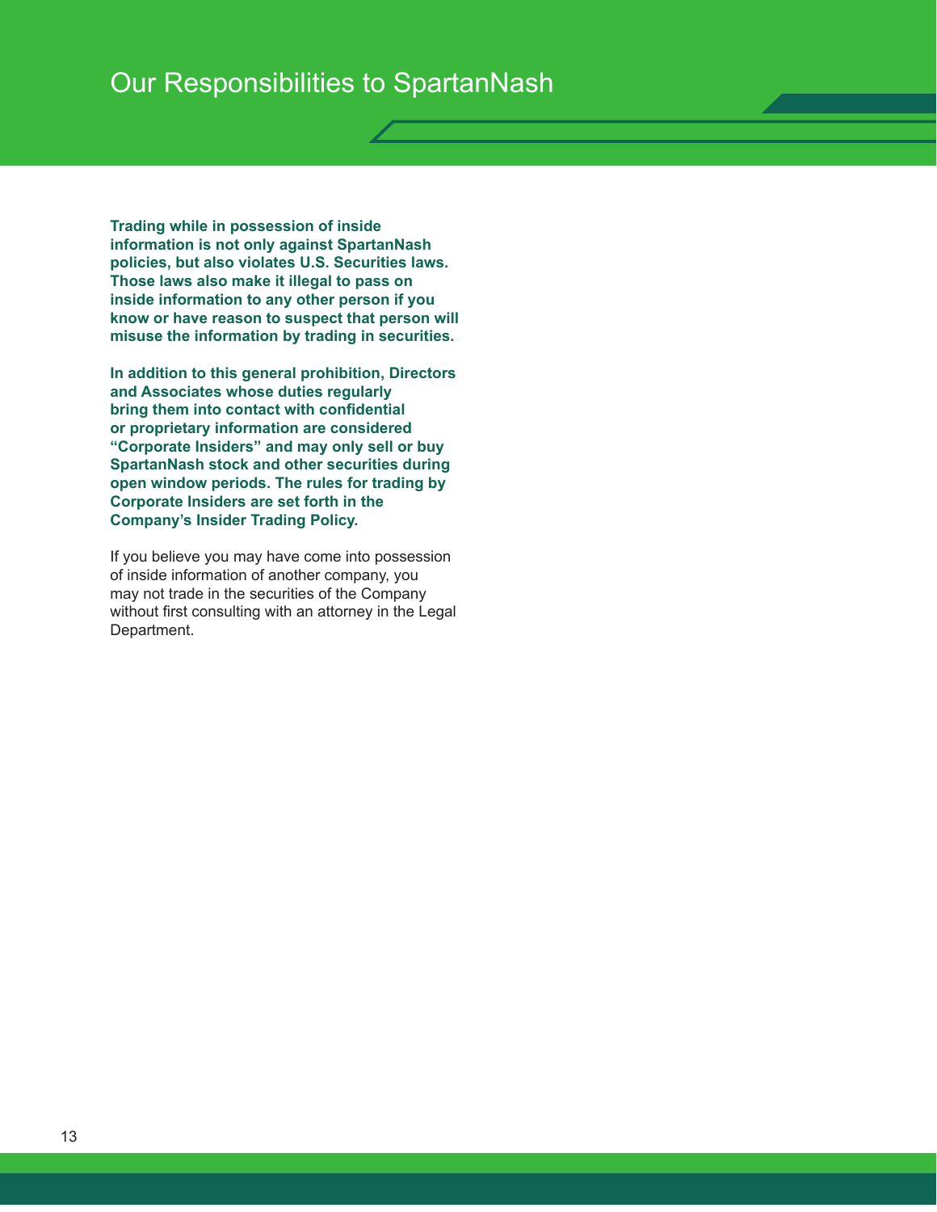# Our Responsibilities to SpartanNash

**Trading while in possession of inside information is not only against SpartanNash policies, but also violates U.S. Securities laws. Those laws also make it illegal to pass on inside information to any other person if you know or have reason to suspect that person will misuse the information by trading in securities.**

**In addition to this general prohibition, Directors and Associates whose duties regularly bring them into contact with confidential or proprietary information are considered "Corporate Insiders" and may only sell or buy SpartanNash stock and other securities during open window periods. The rules for trading by Corporate Insiders are set forth in the Company's Insider Trading Policy.**

If you believe you may have come into possession of inside information of another company, you may not trade in the securities of the Company without first consulting with an attorney in the Legal Department.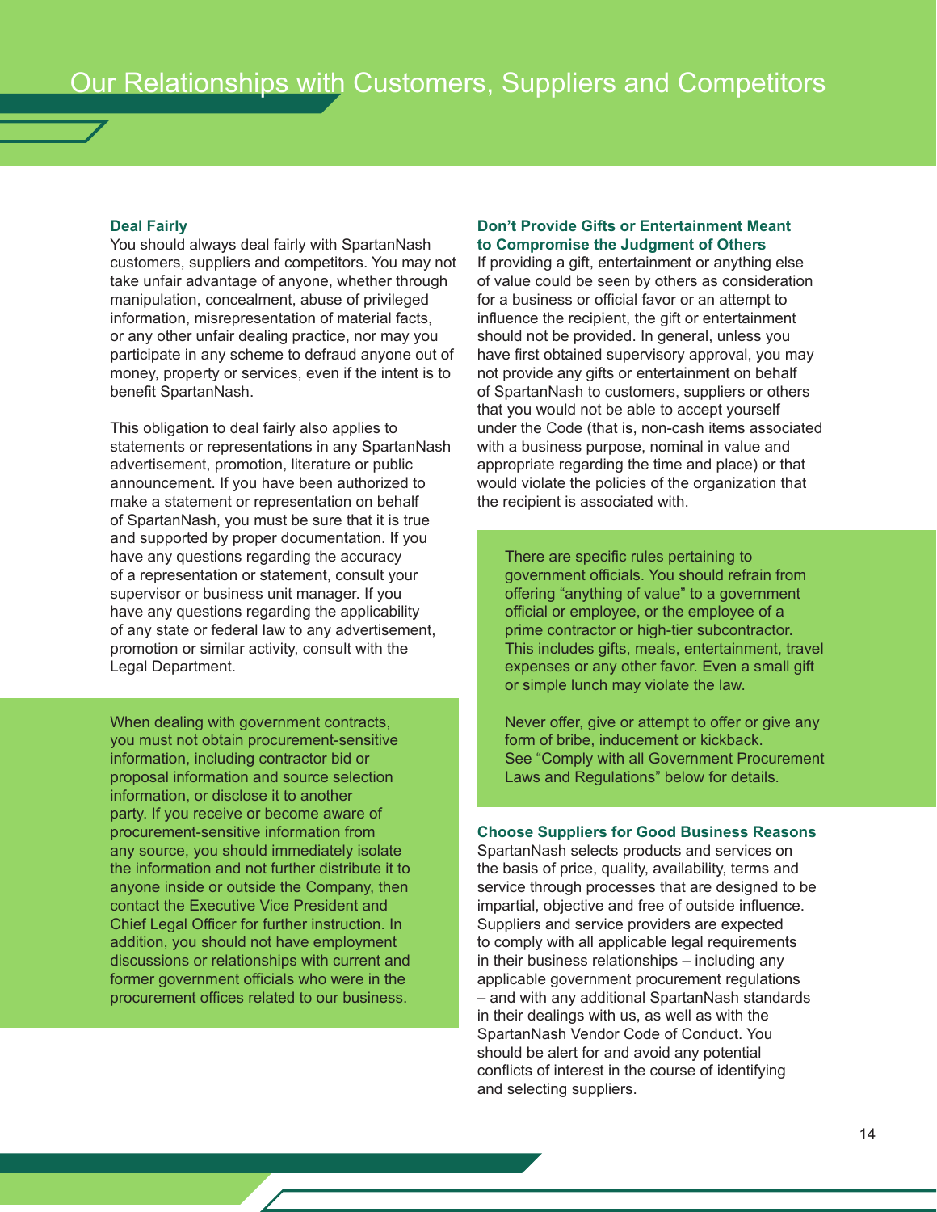# Our Relationships with Customers, Suppliers and Competitors

### Deal Fairly

You should always deal fairly with SpartanNash customers, suppliers and competitors. You may not take unfair advantage of anyone, whether through manipulation, concealment, abuse of privileged information, misrepresentation of material facts, or any other unfair dealing practice, nor may you participate in any scheme to defraud anyone out of money, property or services, even if the intent is to benefit SpartanNash.

This obligation to deal fairly also applies to statements or representations in any SpartanNash advertisement, promotion, literature or public announcement. If you have been authorized to make a statement or representation on behalf of SpartanNash, you must be sure that it is true and supported by proper documentation. If you have any questions regarding the accuracy of a representation or statement, consult your supervisor or business unit manager. If you have any questions regarding the applicability of any state or federal law to any advertisement, promotion or similar activity, consult with the Legal Department.

When dealing with government contracts, you must not obtain procurement-sensitive information, including contractor bid or proposal information and source selection information, or disclose it to another party. If you receive or become aware of procurement-sensitive information from any source, you should immediately isolate the information and not further distribute it to anyone inside or outside the Company, then contact the Executive Vice President and Chief Legal Officer for further instruction. In addition, you should not have employment discussions or relationships with current and former government officials who were in the procurement offices related to our business.

### Don't Provide Gifts or Entertainment Meant to Compromise the Judgment of Others

If providing a gift, entertainment or anything else of value could be seen by others as consideration for a business or official favor or an attempt to influence the recipient, the gift or entertainment should not be provided. In general, unless you have first obtained supervisory approval, you may not provide any gifts or entertainment on behalf of SpartanNash to customers, suppliers or others that you would not be able to accept yourself under the Code (that is, non-cash items associated with a business purpose, nominal in value and appropriate regarding the time and place) or that would violate the policies of the organization that the recipient is associated with.

There are specific rules pertaining to government officials. You should refrain from offering "anything of value" to a government official or employee, or the employee of a prime contractor or high-tier subcontractor. This includes gifts, meals, entertainment, travel expenses or any other favor. Even a small gift or simple lunch may violate the law.

Never offer, give or attempt to offer or give any form of bribe, inducement or kickback. See "Comply with all Government Procurement Laws and Regulations" below for details.

### Choose Suppliers for Good Business Reasons

SpartanNash selects products and services on the basis of price, quality, availability, terms and service through processes that are designed to be impartial, objective and free of outside influence. Suppliers and service providers are expected to comply with all applicable legal requirements in their business relationships – including any applicable government procurement regulations – and with any additional SpartanNash standards in their dealings with us, as well as with the SpartanNash Vendor Code of Conduct. You should be alert for and avoid any potential conflicts of interest in the course of identifying and selecting suppliers.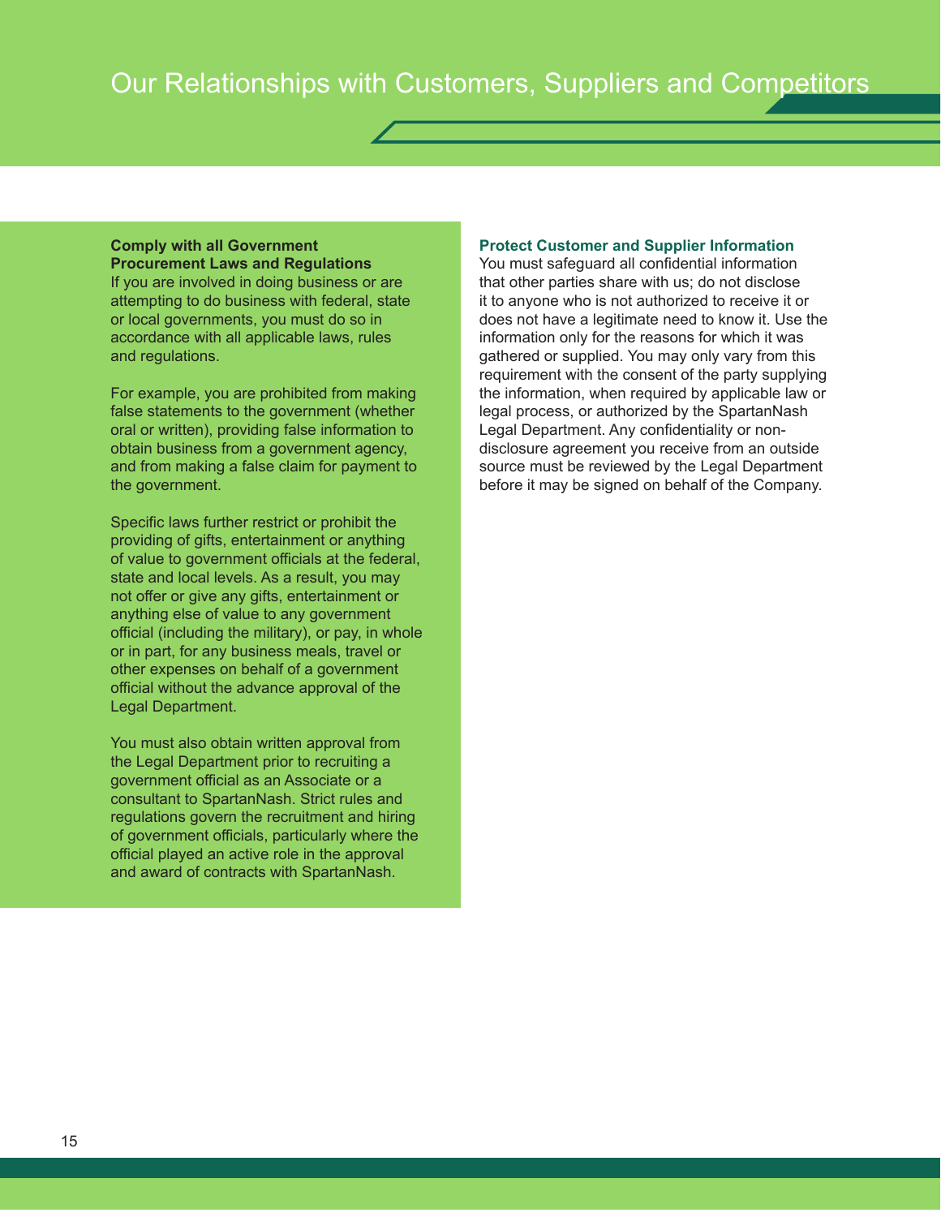# Our Relationships with Customers, Suppliers and Competitors

**Comply with all Government Procurement Laws and Regulations**

If you are involved in doing business or are attempting to do business with federal, state or local governments, you must do so in accordance with all applicable laws, rules and regulations.

For example, you are prohibited from making false statements to the government (whether oral or written), providing false information to obtain business from a government agency, and from making a false claim for payment to the government.

Specific laws further restrict or prohibit the providing of gifts, entertainment or anything of value to government officials at the federal, state and local levels. As a result, you may not offer or give any gifts, entertainment or anything else of value to any government official (including the military), or pay, in whole or in part, for any business meals, travel or other expenses on behalf of a government official without the advance approval of the Legal Department.

You must also obtain written approval from the Legal Department prior to recruiting a government official as an Associate or a consultant to SpartanNash. Strict rules and regulations govern the recruitment and hiring of government officials, particularly where the official played an active role in the approval and award of contracts with SpartanNash.

**Protect Customer and Supplier Information**

You must safeguard all confidential information that other parties share with us; do not disclose it to anyone who is not authorized to receive it or does not have a legitimate need to know it. Use the information only for the reasons for which it was gathered or supplied. You may only vary from this requirement with the consent of the party supplying the information, when required by applicable law or legal process, or authorized by the SpartanNash Legal Department. Any confidentiality or non-disclosure agreement you receive from an outside source must be reviewed by the Legal Department before it may be signed on behalf of the Company.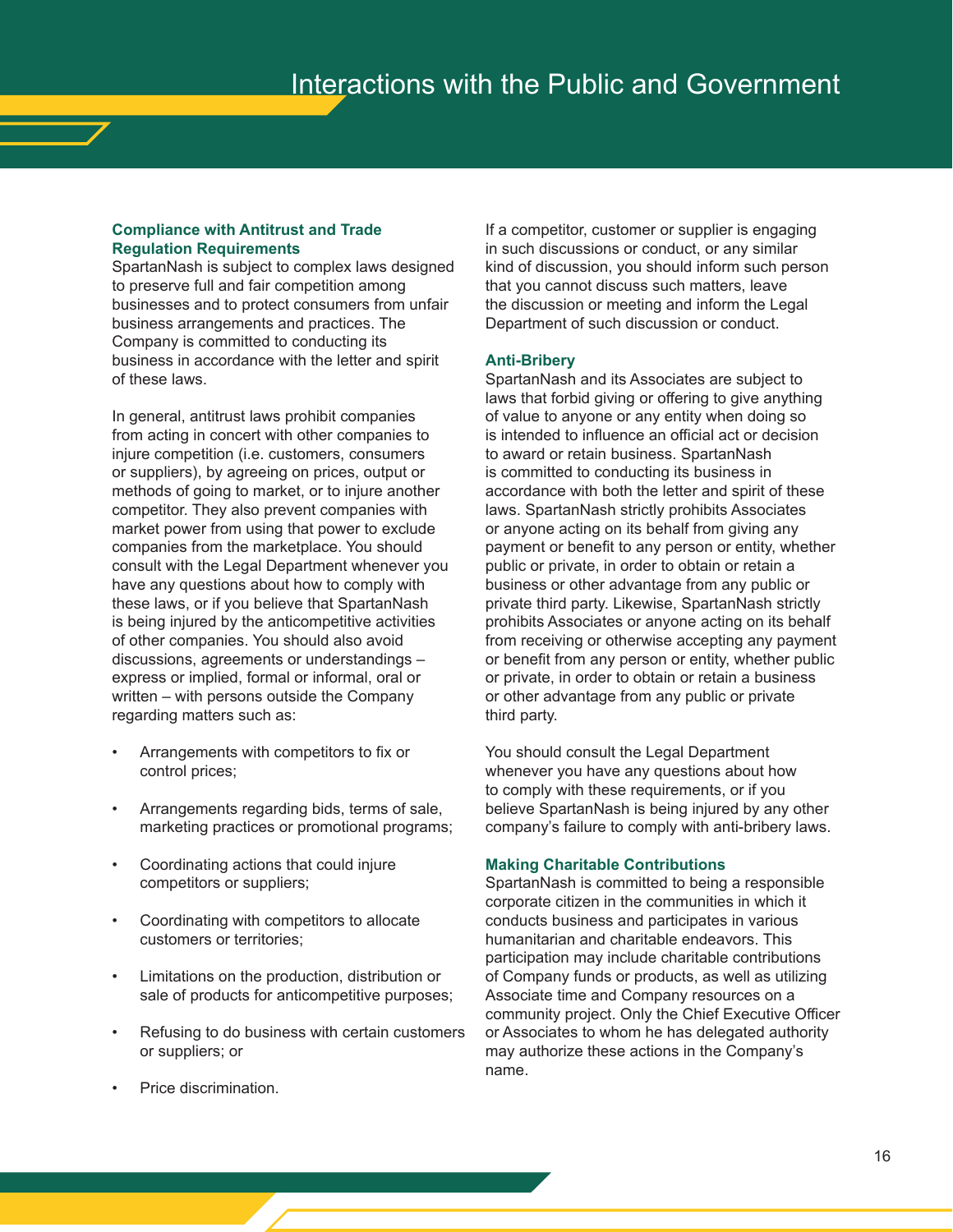# Interactions with the Public and Government

### Compliance with Antitrust and Trade Regulation Requirements

SpartanNash is subject to complex laws designed to preserve full and fair competition among businesses and to protect consumers from unfair business arrangements and practices. The Company is committed to conducting its business in accordance with the letter and spirit of these laws.

In general, antitrust laws prohibit companies from acting in concert with other companies to injure competition (i.e. customers, consumers or suppliers), by agreeing on prices, output or methods of going to market, or to injure another competitor. They also prevent companies with market power from using that power to exclude companies from the marketplace. You should consult with the Legal Department whenever you have any questions about how to comply with these laws, or if you believe that SpartanNash is being injured by the anticompetitive activities of other companies. You should also avoid discussions, agreements or understandings – express or implied, formal or informal, oral or written – with persons outside the Company regarding matters such as:

- Arrangements with competitors to fix or control prices;
- Arrangements regarding bids, terms of sale, marketing practices or promotional programs;
- Coordinating actions that could injure competitors or suppliers;
- Coordinating with competitors to allocate customers or territories;
- Limitations on the production, distribution or sale of products for anticompetitive purposes;
- Refusing to do business with certain customers or suppliers; or
- Price discrimination.

If a competitor, customer or supplier is engaging in such discussions or conduct, or any similar kind of discussion, you should inform such person that you cannot discuss such matters, leave the discussion or meeting and inform the Legal Department of such discussion or conduct.

### Anti-Bribery

SpartanNash and its Associates are subject to laws that forbid giving or offering to give anything of value to anyone or any entity when doing so is intended to influence an official act or decision to award or retain business. SpartanNash is committed to conducting its business in accordance with both the letter and spirit of these laws. SpartanNash strictly prohibits Associates or anyone acting on its behalf from giving any payment or benefit to any person or entity, whether public or private, in order to obtain or retain a business or other advantage from any public or private third party. Likewise, SpartanNash strictly prohibits Associates or anyone acting on its behalf from receiving or otherwise accepting any payment or benefit from any person or entity, whether public or private, in order to obtain or retain a business or other advantage from any public or private third party.

You should consult the Legal Department whenever you have any questions about how to comply with these requirements, or if you believe SpartanNash is being injured by any other company's failure to comply with anti-bribery laws.

### Making Charitable Contributions

SpartanNash is committed to being a responsible corporate citizen in the communities in which it conducts business and participates in various humanitarian and charitable endeavors. This participation may include charitable contributions of Company funds or products, as well as utilizing Associate time and Company resources on a community project. Only the Chief Executive Officer or Associates to whom he has delegated authority may authorize these actions in the Company's name.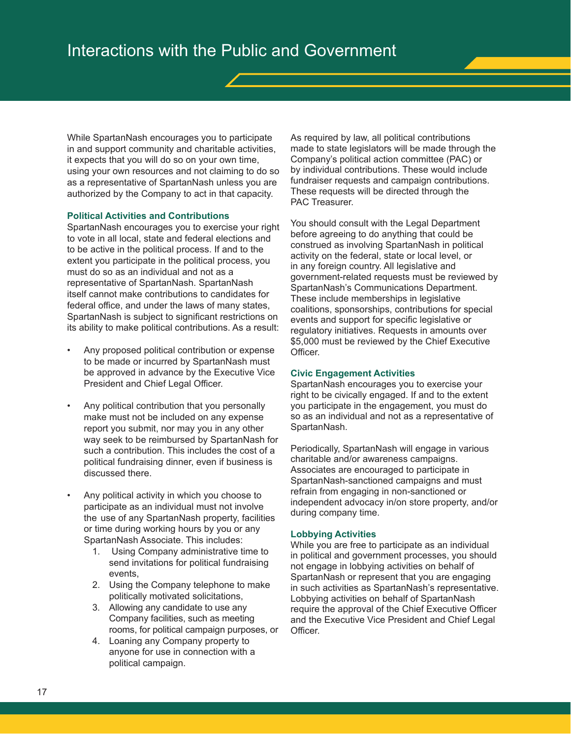# Interactions with the Public and Government

While SpartanNash encourages you to participate in and support community and charitable activities, it expects that you will do so on your own time, using your own resources and not claiming to do so as a representative of SpartanNash unless you are authorized by the Company to act in that capacity.

### Political Activities and Contributions

SpartanNash encourages you to exercise your right to vote in all local, state and federal elections and to be active in the political process. If and to the extent you participate in the political process, you must do so as an individual and not as a representative of SpartanNash. SpartanNash itself cannot make contributions to candidates for federal office, and under the laws of many states, SpartanNash is subject to significant restrictions on its ability to make political contributions. As a result:

- Any proposed political contribution or expense to be made or incurred by SpartanNash must be approved in advance by the Executive Vice President and Chief Legal Officer.
- Any political contribution that you personally make must not be included on any expense report you submit, nor may you in any other way seek to be reimbursed by SpartanNash for such a contribution. This includes the cost of a political fundraising dinner, even if business is discussed there.
- Any political activity in which you choose to participate as an individual must not involve the use of any SpartanNash property, facilities or time during working hours by you or any SpartanNash Associate. This includes:
  1. Using Company administrative time to send invitations for political fundraising events,
  2. Using the Company telephone to make politically motivated solicitations,
  3. Allowing any candidate to use any Company facilities, such as meeting rooms, for political campaign purposes, or
  4. Loaning any Company property to anyone for use in connection with a political campaign.

As required by law, all political contributions made to state legislators will be made through the Company's political action committee (PAC) or by individual contributions. These would include fundraiser requests and campaign contributions. These requests will be directed through the PAC Treasurer.

You should consult with the Legal Department before agreeing to do anything that could be construed as involving SpartanNash in political activity on the federal, state or local level, or in any foreign country. All legislative and government-related requests must be reviewed by SpartanNash's Communications Department. These include memberships in legislative coalitions, sponsorships, contributions for special events and support for specific legislative or regulatory initiatives. Requests in amounts over $5,000 must be reviewed by the Chief Executive Officer.

### Civic Engagement Activities

SpartanNash encourages you to exercise your right to be civically engaged. If and to the extent you participate in the engagement, you must do so as an individual and not as a representative of SpartanNash.

Periodically, SpartanNash will engage in various charitable and/or awareness campaigns. Associates are encouraged to participate in SpartanNash-sanctioned campaigns and must refrain from engaging in non-sanctioned or independent advocacy in/on store property, and/or during company time.

### Lobbying Activities

While you are free to participate as an individual in political and government processes, you should not engage in lobbying activities on behalf of SpartanNash or represent that you are engaging in such activities as SpartanNash's representative. Lobbying activities on behalf of SpartanNash require the approval of the Chief Executive Officer and the Executive Vice President and Chief Legal Officer.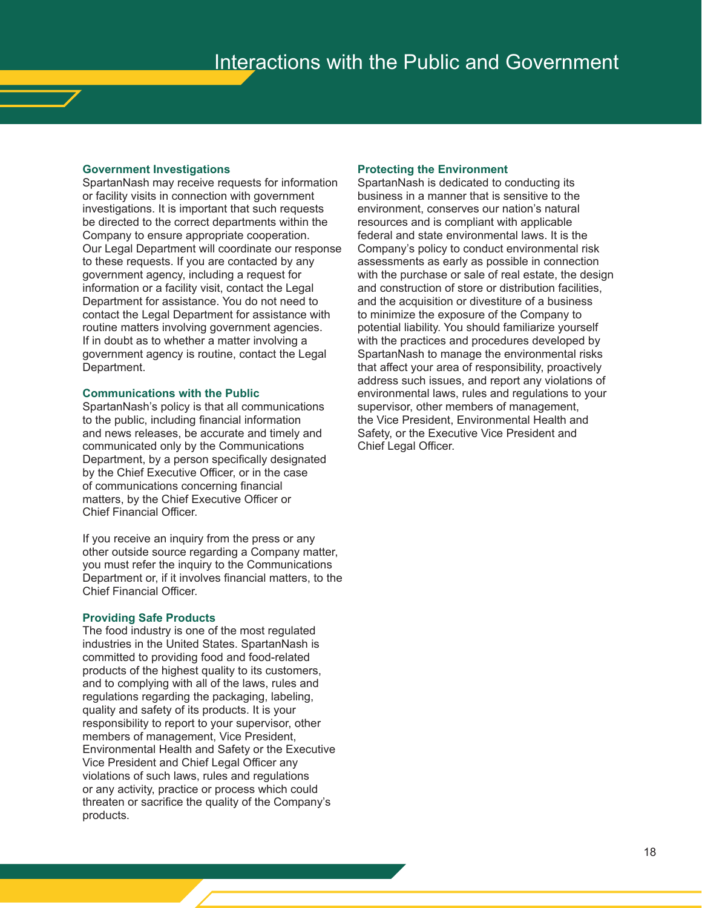# Interactions with the Public and Government

### Government Investigations

SpartanNash may receive requests for information or facility visits in connection with government investigations. It is important that such requests be directed to the correct departments within the Company to ensure appropriate cooperation. Our Legal Department will coordinate our response to these requests. If you are contacted by any government agency, including a request for information or a facility visit, contact the Legal Department for assistance. You do not need to contact the Legal Department for assistance with routine matters involving government agencies. If in doubt as to whether a matter involving a government agency is routine, contact the Legal Department.

### Communications with the Public

SpartanNash's policy is that all communications to the public, including financial information and news releases, be accurate and timely and communicated only by the Communications Department, by a person specifically designated by the Chief Executive Officer, or in the case of communications concerning financial matters, by the Chief Executive Officer or Chief Financial Officer.

If you receive an inquiry from the press or any other outside source regarding a Company matter, you must refer the inquiry to the Communications Department or, if it involves financial matters, to the Chief Financial Officer.

### Providing Safe Products

The food industry is one of the most regulated industries in the United States. SpartanNash is committed to providing food and food-related products of the highest quality to its customers, and to complying with all of the laws, rules and regulations regarding the packaging, labeling, quality and safety of its products. It is your responsibility to report to your supervisor, other members of management, Vice President, Environmental Health and Safety or the Executive Vice President and Chief Legal Officer any violations of such laws, rules and regulations or any activity, practice or process which could threaten or sacrifice the quality of the Company's products.

### Protecting the Environment

SpartanNash is dedicated to conducting its business in a manner that is sensitive to the environment, conserves our nation's natural resources and is compliant with applicable federal and state environmental laws. It is the Company's policy to conduct environmental risk assessments as early as possible in connection with the purchase or sale of real estate, the design and construction of store or distribution facilities, and the acquisition or divestiture of a business to minimize the exposure of the Company to potential liability. You should familiarize yourself with the practices and procedures developed by SpartanNash to manage the environmental risks that affect your area of responsibility, proactively address such issues, and report any violations of environmental laws, rules and regulations to your supervisor, other members of management, the Vice President, Environmental Health and Safety, or the Executive Vice President and Chief Legal Officer.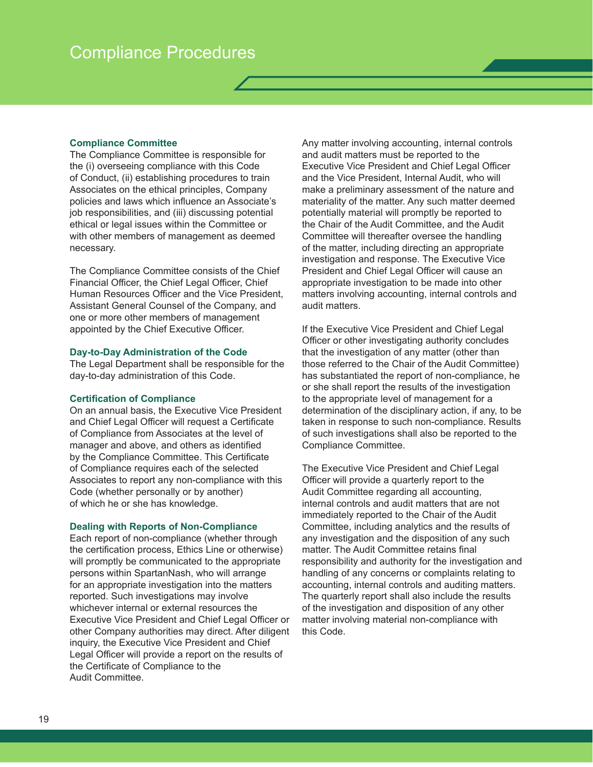# Compliance Procedures

### Compliance Committee

The Compliance Committee is responsible for the (i) overseeing compliance with this Code of Conduct, (ii) establishing procedures to train Associates on the ethical principles, Company policies and laws which influence an Associate's job responsibilities, and (iii) discussing potential ethical or legal issues within the Committee or with other members of management as deemed necessary.

The Compliance Committee consists of the Chief Financial Officer, the Chief Legal Officer, Chief Human Resources Officer and the Vice President, Assistant General Counsel of the Company, and one or more other members of management appointed by the Chief Executive Officer.

### Day-to-Day Administration of the Code

The Legal Department shall be responsible for the day-to-day administration of this Code.

### Certification of Compliance

On an annual basis, the Executive Vice President and Chief Legal Officer will request a Certificate of Compliance from Associates at the level of manager and above, and others as identified by the Compliance Committee. This Certificate of Compliance requires each of the selected Associates to report any non-compliance with this Code (whether personally or by another) of which he or she has knowledge.

### Dealing with Reports of Non-Compliance

Each report of non-compliance (whether through the certification process, Ethics Line or otherwise) will promptly be communicated to the appropriate persons within SpartanNash, who will arrange for an appropriate investigation into the matters reported. Such investigations may involve whichever internal or external resources the Executive Vice President and Chief Legal Officer or other Company authorities may direct. After diligent inquiry, the Executive Vice President and Chief Legal Officer will provide a report on the results of the Certificate of Compliance to the Audit Committee.

Any matter involving accounting, internal controls and audit matters must be reported to the Executive Vice President and Chief Legal Officer and the Vice President, Internal Audit, who will make a preliminary assessment of the nature and materiality of the matter. Any such matter deemed potentially material will promptly be reported to the Chair of the Audit Committee, and the Audit Committee will thereafter oversee the handling of the matter, including directing an appropriate investigation and response. The Executive Vice President and Chief Legal Officer will cause an appropriate investigation to be made into other matters involving accounting, internal controls and audit matters.

If the Executive Vice President and Chief Legal Officer or other investigating authority concludes that the investigation of any matter (other than those referred to the Chair of the Audit Committee) has substantiated the report of non-compliance, he or she shall report the results of the investigation to the appropriate level of management for a determination of the disciplinary action, if any, to be taken in response to such non-compliance. Results of such investigations shall also be reported to the Compliance Committee.

The Executive Vice President and Chief Legal Officer will provide a quarterly report to the Audit Committee regarding all accounting, internal controls and audit matters that are not immediately reported to the Chair of the Audit Committee, including analytics and the results of any investigation and the disposition of any such matter. The Audit Committee retains final responsibility and authority for the investigation and handling of any concerns or complaints relating to accounting, internal controls and auditing matters. The quarterly report shall also include the results of the investigation and disposition of any other matter involving material non-compliance with this Code.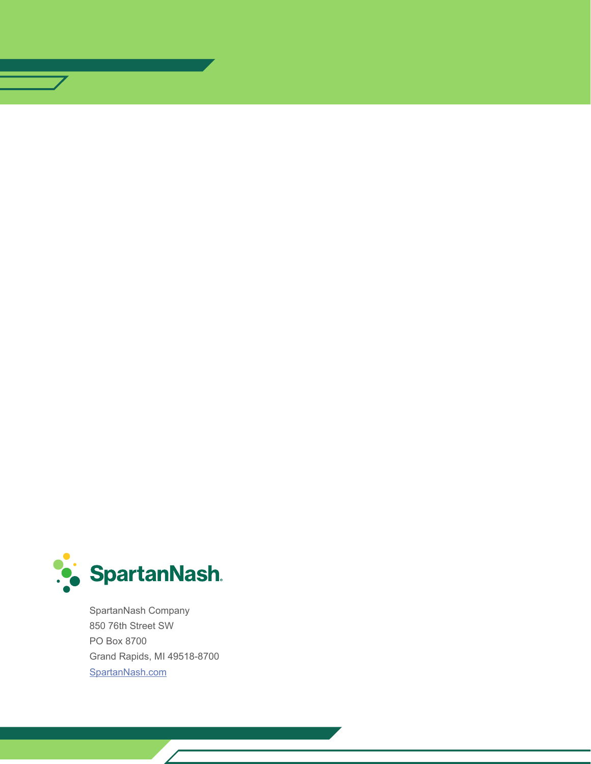SpartanNash

SpartanNash Company
850 76th Street SW
PO Box 8700
Grand Rapids, MI 49518-8700
SpartanNash.com